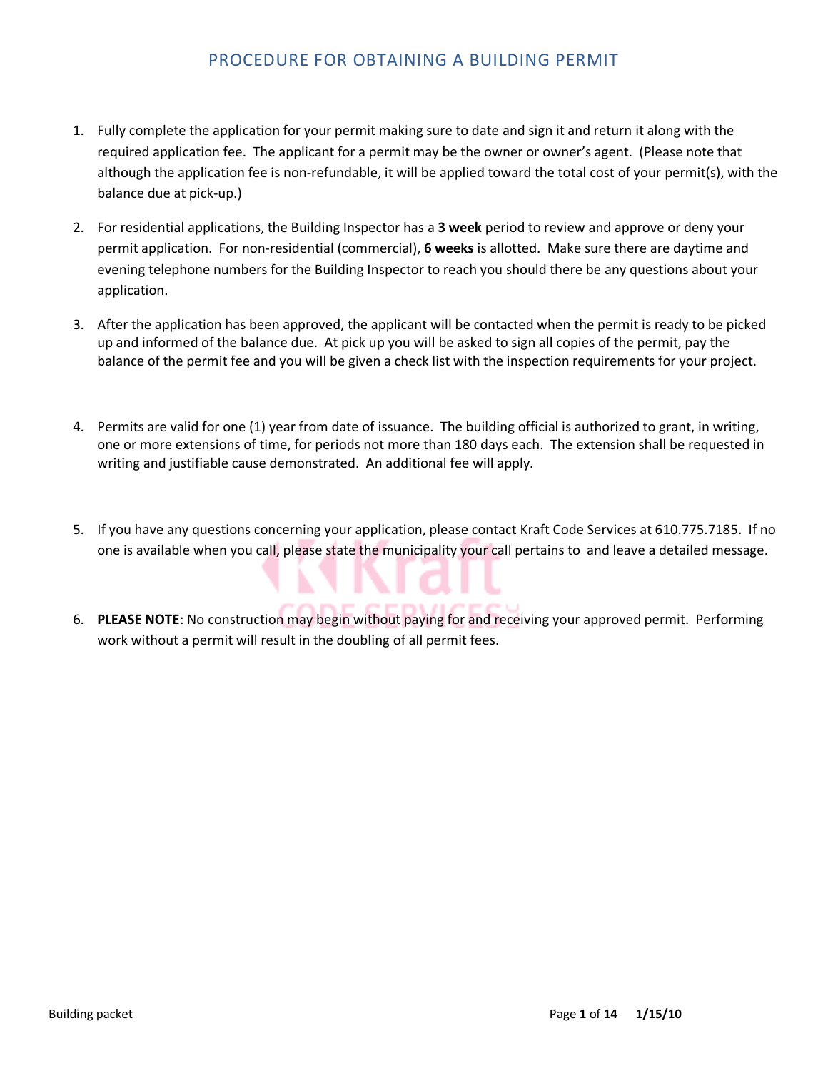# PROCEDURE FOR OBTAINING A BUILDING PERMIT

1. Fully complete the application for your permit making sure to date and sign it and return it along with the required application fee. The applicant for a permit may be the owner or owner's agent. (Please note that although the application fee is non-refundable, it will be applied toward the total cost of your permit(s), with the balance due at pick-up.)

2. For residential applications, the Building Inspector has a **3 week** period to review and approve or deny your permit application. For non-residential (commercial), **6 weeks** is allotted. Make sure there are daytime and evening telephone numbers for the Building Inspector to reach you should there be any questions about your application.

3. After the application has been approved, the applicant will be contacted when the permit is ready to be picked up and informed of the balance due. At pick up you will be asked to sign all copies of the permit, pay the balance of the permit fee and you will be given a check list with the inspection requirements for your project.

4. Permits are valid for one (1) year from date of issuance. The building official is authorized to grant, in writing, one or more extensions of time, for periods not more than 180 days each. The extension shall be requested in writing and justifiable cause demonstrated. An additional fee will apply.

5. If you have any questions concerning your application, please contact Kraft Code Services at 610.775.7185. If no one is available when you call, please state the municipality your call pertains to and leave a detailed message.

6. **PLEASE NOTE**: No construction may begin without paying for and receiving your approved permit. Performing work without a permit will result in the doubling of all permit fees.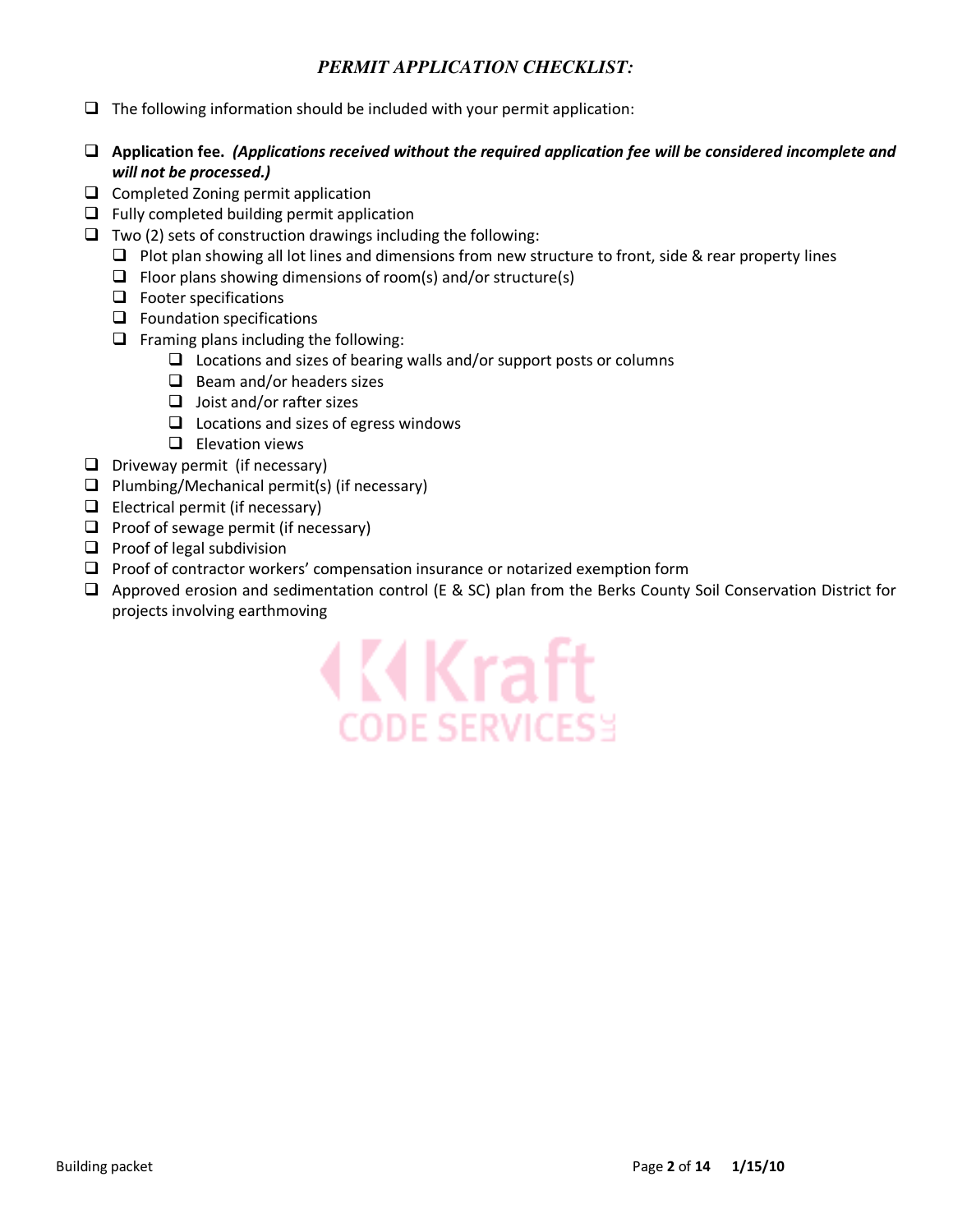## *PERMIT APPLICATION CHECKLIST:*

- ☐ The following information should be included with your permit application:
- ☐ **Application fee.** ***(Applications received without the required application fee will be considered incomplete and will not be processed.)***
- ☐ Completed Zoning permit application
- ☐ Fully completed building permit application
- ☐ Two (2) sets of construction drawings including the following:
  - ☐ Plot plan showing all lot lines and dimensions from new structure to front, side & rear property lines
  - ☐ Floor plans showing dimensions of room(s) and/or structure(s)
  - ☐ Footer specifications
  - ☐ Foundation specifications
  - ☐ Framing plans including the following:
    - ☐ Locations and sizes of bearing walls and/or support posts or columns
    - ☐ Beam and/or headers sizes
    - ☐ Joist and/or rafter sizes
    - ☐ Locations and sizes of egress windows
    - ☐ Elevation views
- ☐ Driveway permit (if necessary)
- ☐ Plumbing/Mechanical permit(s) (if necessary)
- ☐ Electrical permit (if necessary)
- ☐ Proof of sewage permit (if necessary)
- ☐ Proof of legal subdivision
- ☐ Proof of contractor workers' compensation insurance or notarized exemption form
- ☐ Approved erosion and sedimentation control (E & SC) plan from the Berks County Soil Conservation District for projects involving earthmoving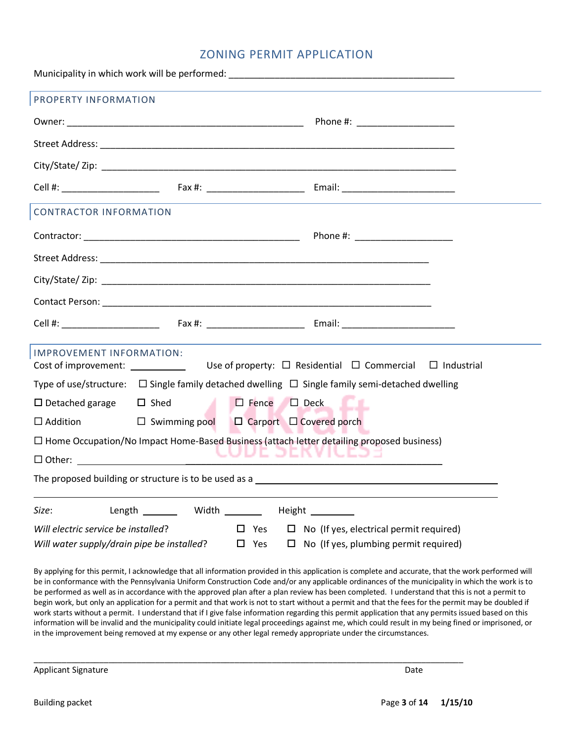# ZONING PERMIT APPLICATION

Municipality in which work will be performed: _____________________________________________

## PROPERTY INFORMATION

Owner: _______________________________________________ Phone #: ___________________

Street Address: ______________________________________________________________________

City/State/ Zip: ______________________________________________________________________

Cell #: ___________________ Fax #: ___________________ Email: _____________________

## CONTRACTOR INFORMATION

Contractor: ___________________________________________ Phone #: ___________________

Street Address: _________________________________________________________________

City/State/ Zip: _________________________________________________________________

Contact Person: _________________________________________________________________

Cell #: ___________________ Fax #: ___________________ Email: _____________________

## IMPROVEMENT INFORMATION:

Cost of improvement: __________ Use of property: ☐ Residential ☐ Commercial ☐ Industrial

Type of use/structure: ☐ Single family detached dwelling ☐ Single family semi-detached dwelling

☐ Detached garage ☐ Shed ☐ Fence ☐ Deck

☐ Addition ☐ Swimming pool ☐ Carport ☐ Covered porch

☐ Home Occupation/No Impact Home-Based Business (attach letter detailing proposed business)

☐ Other: ________________________________________________________________

The proposed building or structure is to be used as a ___________________________________________

_____________________________________________________________________________________

*Size*: Length ______ Width ______ Height ________

*Will electric service be installed*? ☐ Yes ☐ No (If yes, electrical permit required)

*Will water supply/drain pipe be installed*? ☐ Yes ☐ No (If yes, plumbing permit required)

By applying for this permit, I acknowledge that all information provided in this application is complete and accurate, that the work performed will be in conformance with the Pennsylvania Uniform Construction Code and/or any applicable ordinances of the municipality in which the work is to be performed as well as in accordance with the approved plan after a plan review has been completed. I understand that this is not a permit to begin work, but only an application for a permit and that work is not to start without a permit and that the fees for the permit may be doubled if work starts without a permit. I understand that if I give false information regarding this permit application that any permits issued based on this information will be invalid and the municipality could initiate legal proceedings against me, which could result in my being fined or imprisoned, or in the improvement being removed at my expense or any other legal remedy appropriate under the circumstances.

_____________________________________________________________________________________

Applicant Signature Date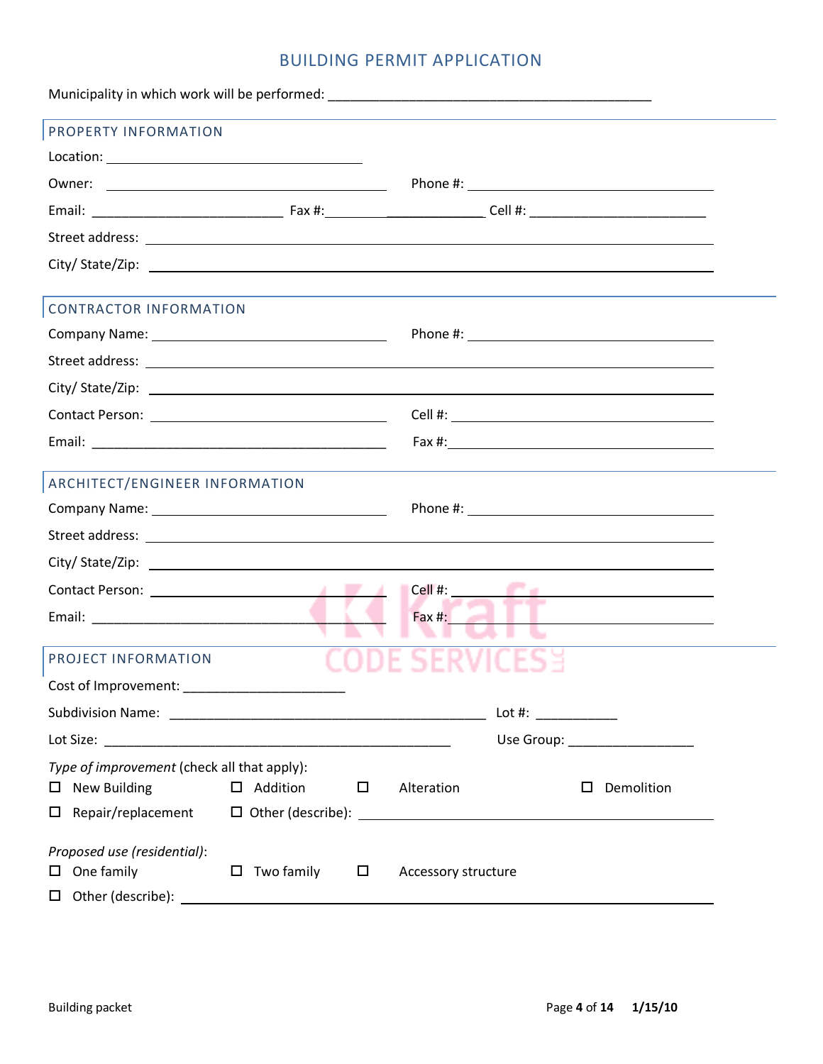# BUILDING PERMIT APPLICATION

Municipality in which work will be performed: ___________________________________________

## PROPERTY INFORMATION

Location: ___________________________________

Owner: ___________________________________ Phone #: ___________________________________

Email: _________________________ Fax #:_________________________ Cell #: _______________________

Street address: ___________________________________________________________________

City/ State/Zip: ___________________________________________________________________

## CONTRACTOR INFORMATION

Company Name: ______________________________ Phone #: ___________________________________

Street address: ___________________________________________________________________

City/ State/Zip: ___________________________________________________________________

Contact Person: ______________________________ Cell #: ___________________________________

Email: ________________________________________ Fax #:___________________________________

## ARCHITECT/ENGINEER INFORMATION

Company Name: ______________________________ Phone #: ___________________________________

Street address: ___________________________________________________________________

City/ State/Zip: ___________________________________________________________________

Contact Person: ______________________________ Cell #: ___________________________________

Email: ________________________________________ Fax #:___________________________________

## PROJECT INFORMATION

Cost of Improvement: _____________________

Subdivision Name: __________________________________________ Lot #: ___________

Lot Size: _______________________________________________ Use Group: _________________

*Type of improvement* (check all that apply):

- ☐ New Building
- ☐ Addition
- ☐ Alteration
- ☐ Demolition
- ☐ Repair/replacement
- ☐ Other (describe): ___________________________________________

*Proposed use (residential)*:

- ☐ One family
- ☐ Two family
- ☐ Accessory structure
- ☐ Other (describe): ___________________________________________________________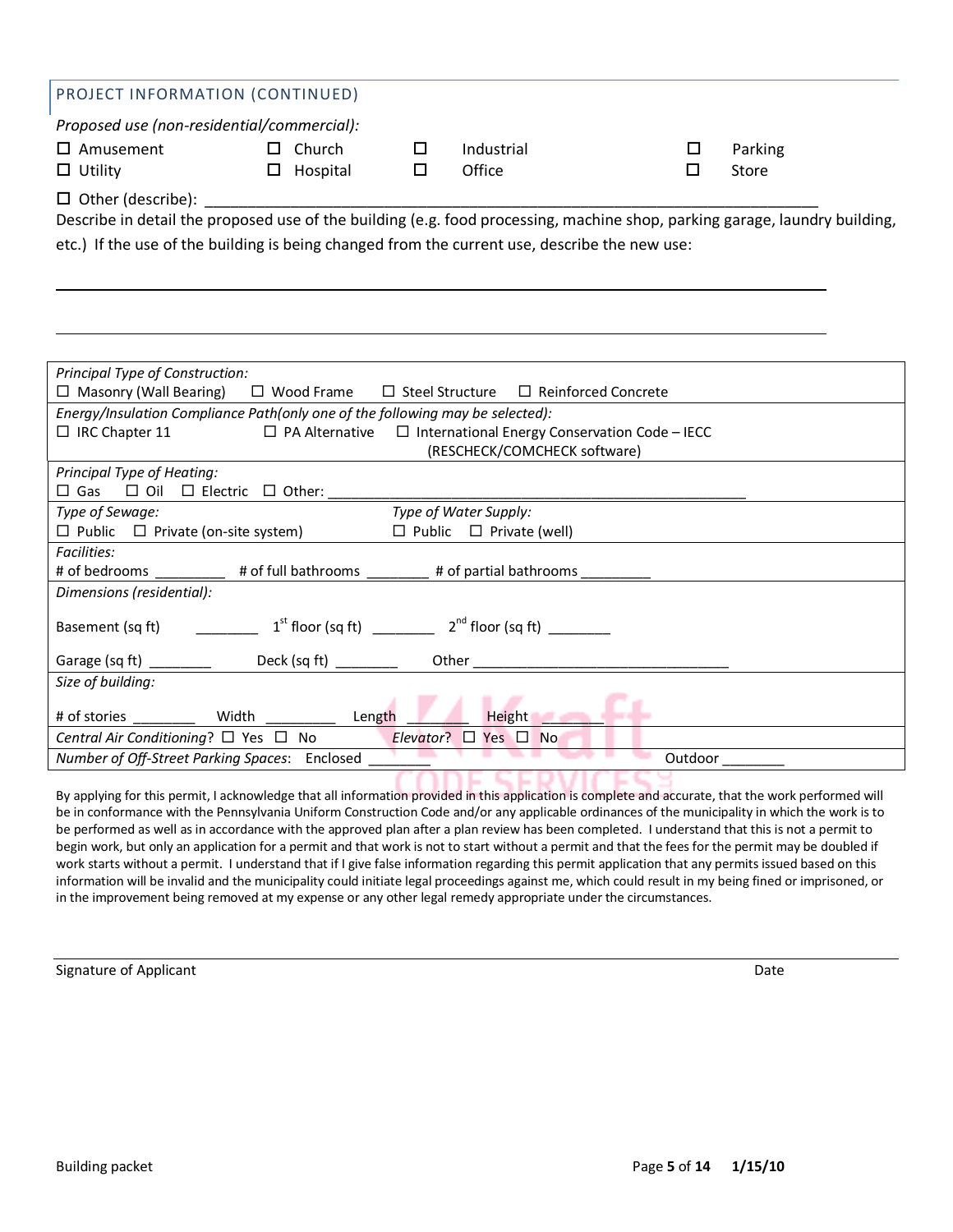## PROJECT INFORMATION (CONTINUED)

*Proposed use (non-residential/commercial):*

| | | | |
|---|---|---|---|
| ☐ Amusement | ☐ Church | ☐ Industrial | ☐ Parking |
| ☐ Utility | ☐ Hospital | ☐ Office | ☐ Store |

☐ Other (describe): ___________________________________________________________________________

Describe in detail the proposed use of the building (e.g. food processing, machine shop, parking garage, laundry building, etc.) If the use of the building is being changed from the current use, describe the new use:

_____________________________________________________________________________________________

_____________________________________________________________________________________________

*Principal Type of Construction:*
☐ Masonry (Wall Bearing) ☐ Wood Frame ☐ Steel Structure ☐ Reinforced Concrete

*Energy/Insulation Compliance Path(only one of the following may be selected):*
☐ IRC Chapter 11 ☐ PA Alternative ☐ International Energy Conservation Code – IECC (RESCHECK/COMCHECK software)

*Principal Type of Heating:*
☐ Gas ☐ Oil ☐ Electric ☐ Other: ____________________________________________________

*Type of Sewage:*
☐ Public ☐ Private (on-site system)

*Type of Water Supply:*
☐ Public ☐ Private (well)

*Facilities:*
# of bedrooms _________ # of full bathrooms ________ # of partial bathrooms _________

*Dimensions (residential):*

Basement (sq ft) ________ 1st floor (sq ft) ________ 2nd floor (sq ft) ________

Garage (sq ft) ________ Deck (sq ft) ________ Other __________________________________

*Size of building:*

# of stories ________ Width _________ Length ________ Height ________

*Central Air Conditioning?* ☐ Yes ☐ No *Elevator?* ☐ Yes ☐ No

*Number of Off-Street Parking Spaces*: Enclosed ________ Outdoor ________

By applying for this permit, I acknowledge that all information provided in this application is complete and accurate, that the work performed will be in conformance with the Pennsylvania Uniform Construction Code and/or any applicable ordinances of the municipality in which the work is to be performed as well as in accordance with the approved plan after a plan review has been completed. I understand that this is not a permit to begin work, but only an application for a permit and that work is not to start without a permit and that the fees for the permit may be doubled if work starts without a permit. I understand that if I give false information regarding this permit application that any permits issued based on this information will be invalid and the municipality could initiate legal proceedings against me, which could result in my being fined or imprisoned, or in the improvement being removed at my expense or any other legal remedy appropriate under the circumstances.

_____________________________________________________________________________________________
Signature of Applicant Date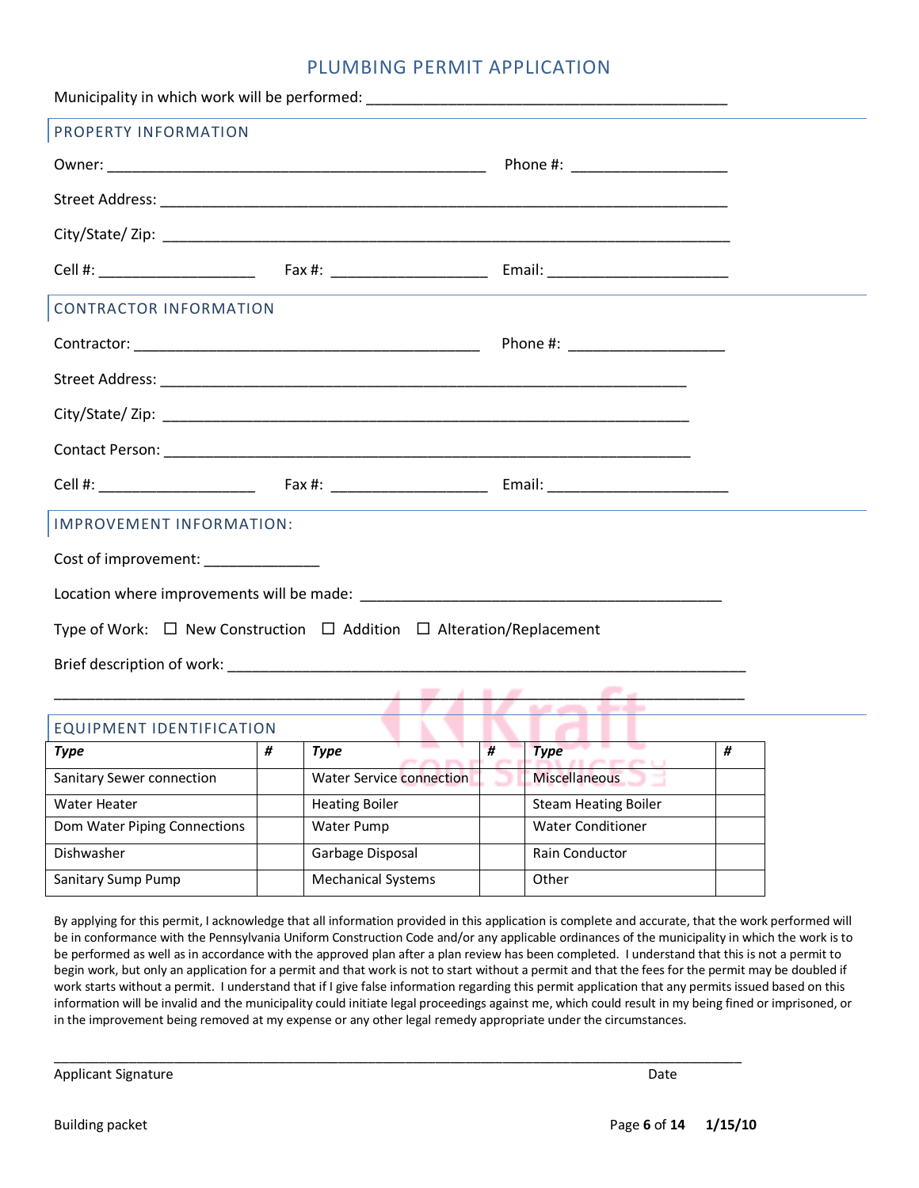# PLUMBING PERMIT APPLICATION

Municipality in which work will be performed: ____________________________________________

## PROPERTY INFORMATION

Owner: _______________________________________________ Phone #: ___________________

Street Address: ______________________________________________________________________

City/State/ Zip: ______________________________________________________________________

Cell #: ___________________ Fax #: ___________________ Email: ______________________

## CONTRACTOR INFORMATION

Contractor: ___________________________________________ Phone #: ___________________

Street Address: _________________________________________________________________

City/State/ Zip: _________________________________________________________________

Contact Person: _________________________________________________________________

Cell #: ___________________ Fax #: ___________________ Email: ______________________

## IMPROVEMENT INFORMATION:

Cost of improvement: ______________

Location where improvements will be made: _____________________________________________

Type of Work: ☐ New Construction ☐ Addition ☐ Alteration/Replacement

Brief description of work: ______________________________________________________________

______________________________________________________________________________________

## EQUIPMENT IDENTIFICATION

| *Type* | *#* | *Type* | *#* | *Type* | *#* |
|---|---|---|---|---|---|
| Sanitary Sewer connection | | Water Service connection | | Miscellaneous | |
| Water Heater | | Heating Boiler | | Steam Heating Boiler | |
| Dom Water Piping Connections | | Water Pump | | Water Conditioner | |
| Dishwasher | | Garbage Disposal | | Rain Conductor | |
| Sanitary Sump Pump | | Mechanical Systems | | Other | |

By applying for this permit, I acknowledge that all information provided in this application is complete and accurate, that the work performed will be in conformance with the Pennsylvania Uniform Construction Code and/or any applicable ordinances of the municipality in which the work is to be performed as well as in accordance with the approved plan after a plan review has been completed. I understand that this is not a permit to begin work, but only an application for a permit and that work is not to start without a permit and that the fees for the permit may be doubled if work starts without a permit. I understand that if I give false information regarding this permit application that any permits issued based on this information will be invalid and the municipality could initiate legal proceedings against me, which could result in my being fined or imprisoned, or in the improvement being removed at my expense or any other legal remedy appropriate under the circumstances.

______________________________________________________________________________________

Applicant Signature Date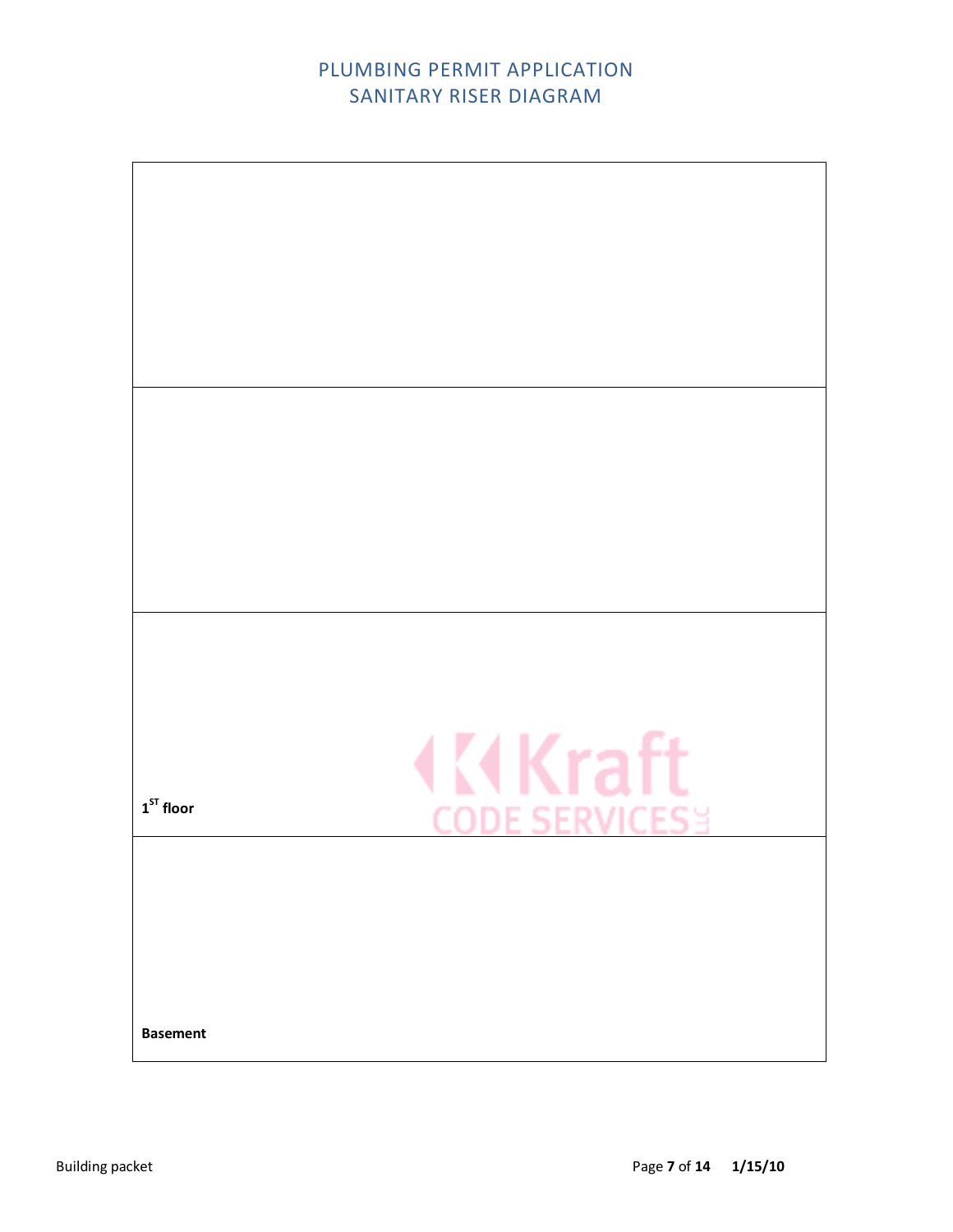# PLUMBING PERMIT APPLICATION
## SANITARY RISER DIAGRAM

**1ST floor**

**Basement**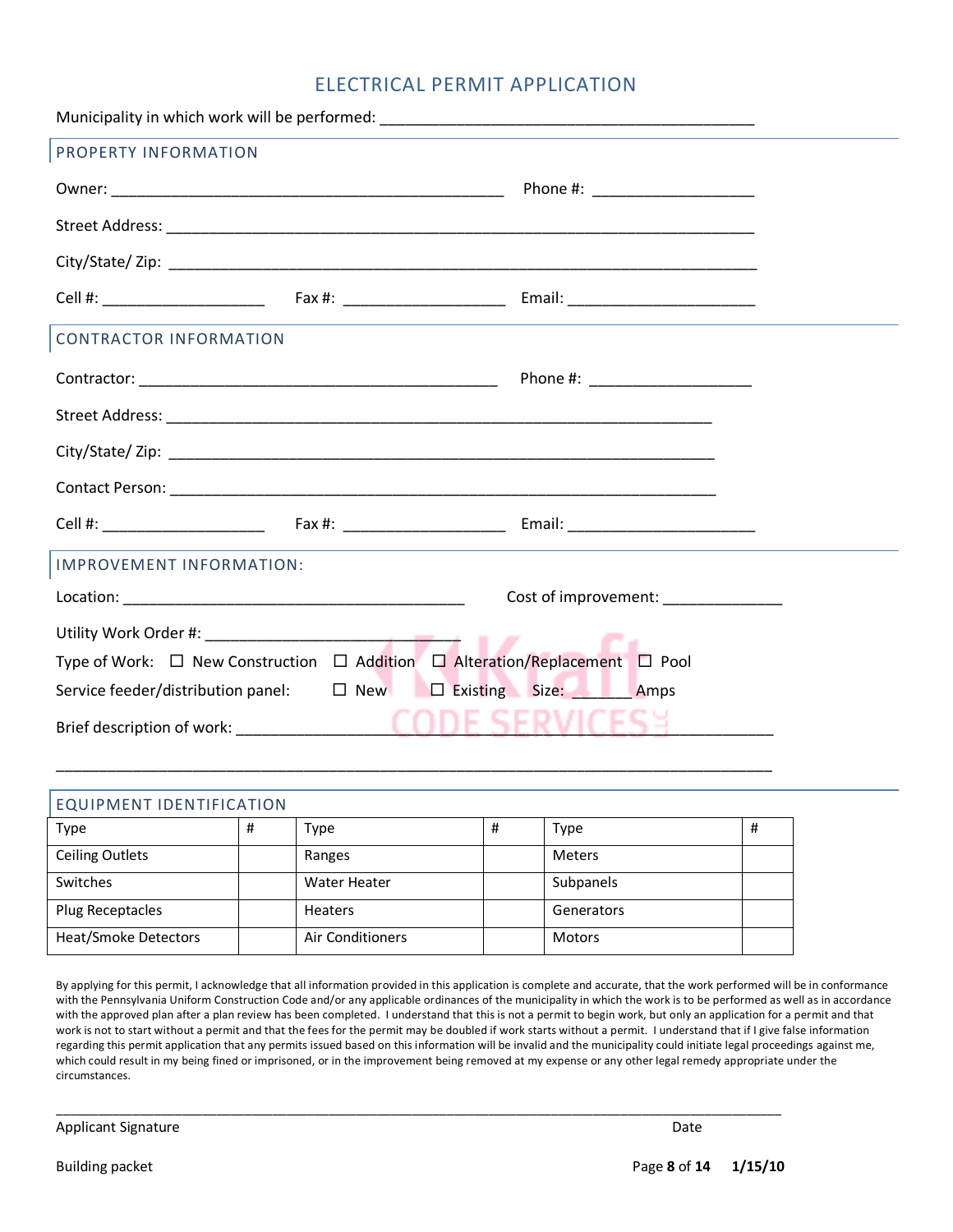# ELECTRICAL PERMIT APPLICATION

Municipality in which work will be performed: ___________________________________________

## PROPERTY INFORMATION

Owner: _______________________________________________ Phone #: ___________________

Street Address: _________________________________________________________________

City/State/ Zip: _________________________________________________________________

Cell #: ___________________ Fax #: ___________________ Email: ______________________

## CONTRACTOR INFORMATION

Contractor: __________________________________________ Phone #: ___________________

Street Address: ______________________________________________________________

City/State/ Zip: ______________________________________________________________

Contact Person: ______________________________________________________________

Cell #: ___________________ Fax #: ___________________ Email: ______________________

## IMPROVEMENT INFORMATION:

Location: ________________________________________ Cost of improvement: ______________

Utility Work Order #: ____________________________

Type of Work: ☐ New Construction ☐ Addition ☐ Alteration/Replacement ☐ Pool

Service feeder/distribution panel: ☐ New ☐ Existing Size: _______ Amps

Brief description of work: _______________________________________________________

_____________________________________________________________________________

## EQUIPMENT IDENTIFICATION

| Type | # | Type | # | Type | # |
|---|---|---|---|---|---|
| Ceiling Outlets | | Ranges | | Meters | |
| Switches | | Water Heater | | Subpanels | |
| Plug Receptacles | | Heaters | | Generators | |
| Heat/Smoke Detectors | | Air Conditioners | | Motors | |

By applying for this permit, I acknowledge that all information provided in this application is complete and accurate, that the work performed will be in conformance with the Pennsylvania Uniform Construction Code and/or any applicable ordinances of the municipality in which the work is to be performed as well as in accordance with the approved plan after a plan review has been completed. I understand that this is not a permit to begin work, but only an application for a permit and that work is not to start without a permit and that the fees for the permit may be doubled if work starts without a permit. I understand that if I give false information regarding this permit application that any permits issued based on this information will be invalid and the municipality could initiate legal proceedings against me, which could result in my being fined or imprisoned, or in the improvement being removed at my expense or any other legal remedy appropriate under the circumstances.

_____________________________________________________________________________

Applicant Signature Date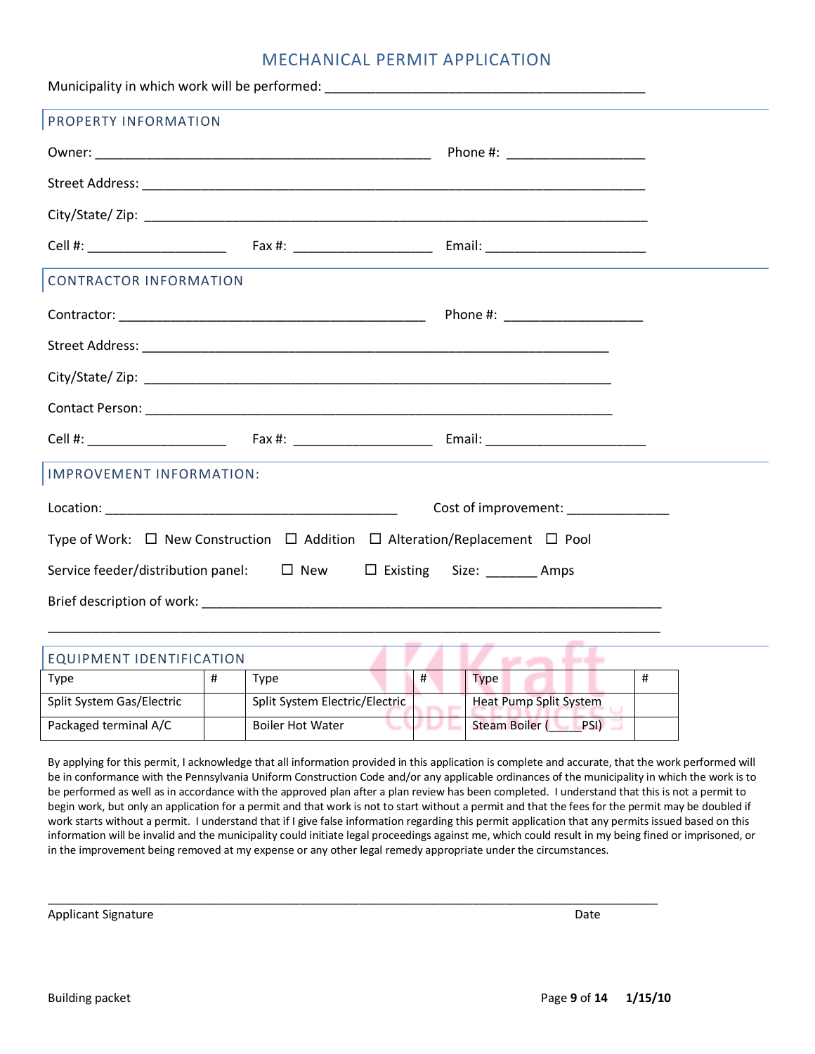# MECHANICAL PERMIT APPLICATION

Municipality in which work will be performed: ___________________________________________

## PROPERTY INFORMATION

Owner: _____________________________________________ Phone #: ___________________

Street Address: _____________________________________________________________________

City/State/ Zip: _____________________________________________________________________

Cell #: ___________________ Fax #: ___________________ Email: _____________________

## CONTRACTOR INFORMATION

Contractor: _________________________________________ Phone #: ___________________

Street Address: ______________________________________________________________

City/State/ Zip: ______________________________________________________________

Contact Person: ______________________________________________________________

Cell #: ___________________ Fax #: ___________________ Email: _____________________

## IMPROVEMENT INFORMATION:

Location: _______________________________________ Cost of improvement: _____________

Type of Work: ☐ New Construction ☐ Addition ☐ Alteration/Replacement ☐ Pool

Service feeder/distribution panel: ☐ New ☐ Existing Size: _______ Amps

Brief description of work: _________________________________________________________________

_________________________________________________________________________________

## EQUIPMENT IDENTIFICATION

| Type | # | Type | # | Type | # |
|---|---|---|---|---|---|
| Split System Gas/Electric | | Split System Electric/Electric | | Heat Pump Split System | |
| Packaged terminal A/C | | Boiler Hot Water | | Steam Boiler (_____PSI) | |

By applying for this permit, I acknowledge that all information provided in this application is complete and accurate, that the work performed will be in conformance with the Pennsylvania Uniform Construction Code and/or any applicable ordinances of the municipality in which the work is to be performed as well as in accordance with the approved plan after a plan review has been completed. I understand that this is not a permit to begin work, but only an application for a permit and that work is not to start without a permit and that the fees for the permit may be doubled if work starts without a permit. I understand that if I give false information regarding this permit application that any permits issued based on this information will be invalid and the municipality could initiate legal proceedings against me, which could result in my being fined or imprisoned, or in the improvement being removed at my expense or any other legal remedy appropriate under the circumstances.

_________________________________________________________________________________

Applicant Signature                                                                                                                    Date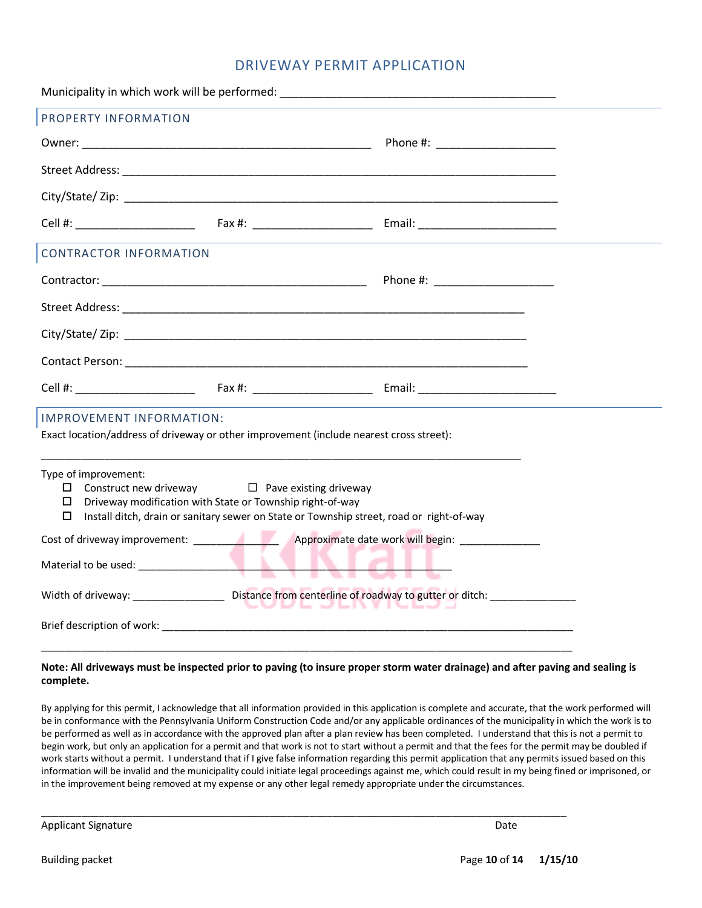# DRIVEWAY PERMIT APPLICATION

Municipality in which work will be performed: ___________________________________________

## PROPERTY INFORMATION

Owner: _____________________________________________ Phone #: ___________________

Street Address: ____________________________________________________________________

City/State/ Zip: ____________________________________________________________________

Cell #: ___________________ Fax #: ___________________ Email: _____________________

## CONTRACTOR INFORMATION

Contractor: _________________________________________ Phone #: ___________________

Street Address: ______________________________________________________________

City/State/ Zip: ______________________________________________________________

Contact Person: ______________________________________________________________

Cell #: ___________________ Fax #: ___________________ Email: _____________________

## IMPROVEMENT INFORMATION:

Exact location/address of driveway or other improvement (include nearest cross street):

_____________________________________________________________________________

Type of improvement:

- ☐ Construct new driveway ☐ Pave existing driveway
- ☐ Driveway modification with State or Township right-of-way
- ☐ Install ditch, drain or sanitary sewer on State or Township street, road or right-of-way

Cost of driveway improvement: _____________ Approximate date work will begin: _____________

Material to be used: _________________________________________________

Width of driveway: ______________ Distance from centerline of roadway to gutter or ditch: ______________

Brief description of work: _________________________________________________________________

_________________________________________________________________________________

**Note: All driveways must be inspected prior to paving (to insure proper storm water drainage) and after paving and sealing is complete.**

By applying for this permit, I acknowledge that all information provided in this application is complete and accurate, that the work performed will be in conformance with the Pennsylvania Uniform Construction Code and/or any applicable ordinances of the municipality in which the work is to be performed as well as in accordance with the approved plan after a plan review has been completed. I understand that this is not a permit to begin work, but only an application for a permit and that work is not to start without a permit and that the fees for the permit may be doubled if work starts without a permit. I understand that if I give false information regarding this permit application that any permits issued based on this information will be invalid and the municipality could initiate legal proceedings against me, which could result in my being fined or imprisoned, or in the improvement being removed at my expense or any other legal remedy appropriate under the circumstances.

_________________________________________________________________________________

Applicant Signature Date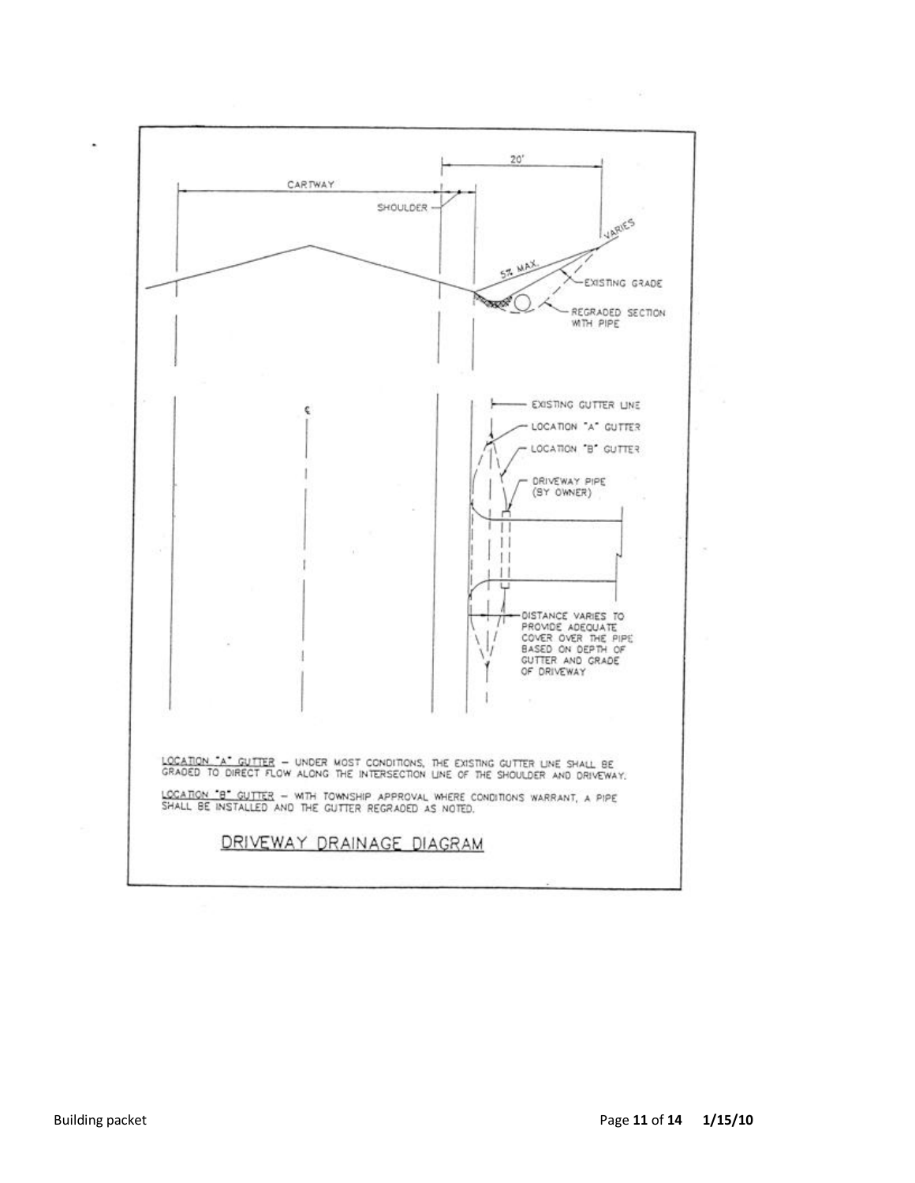CARTWAY

SHOULDER

20'

VARIES

5% MAX.

EXISTING GRADE

REGRADED SECTION WITH PIPE

℄

EXISTING GUTTER LINE

LOCATION "A" GUTTER

LOCATION "B" GUTTER

DRIVEWAY PIPE (BY OWNER)

DISTANCE VARIES TO PROVIDE ADEQUATE COVER OVER THE PIPE BASED ON DEPTH OF GUTTER AND GRADE OF DRIVEWAY

LOCATION "A" GUTTER – UNDER MOST CONDITIONS, THE EXISTING GUTTER LINE SHALL BE GRADED TO DIRECT FLOW ALONG THE INTERSECTION LINE OF THE SHOULDER AND DRIVEWAY.

LOCATION "B" GUTTER – WITH TOWNSHIP APPROVAL WHERE CONDITIONS WARRANT, A PIPE SHALL BE INSTALLED AND THE GUTTER REGRADED AS NOTED.

DRIVEWAY DRAINAGE DIAGRAM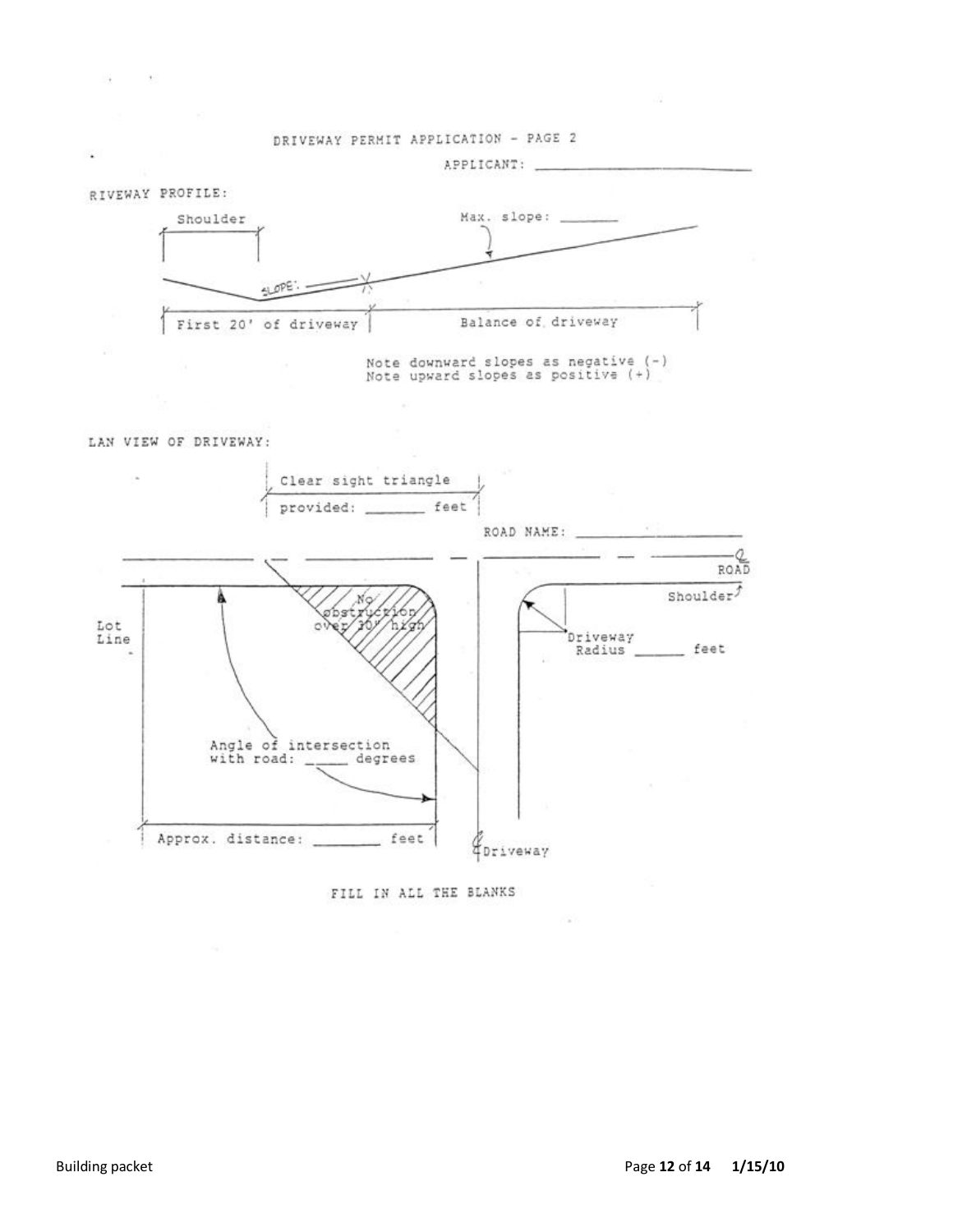DRIVEWAY PERMIT APPLICATION – PAGE 2

APPLICANT: ______________________________

RIVEWAY PROFILE:

Shoulder

Max. slope: ________

SLOPE: ________

First 20' of driveway

Balance of driveway

Note downward slopes as negative (-)
Note upward slopes as positive (+)

LAN VIEW OF DRIVEWAY:

Clear sight triangle
provided: ________ feet

ROAD NAME: ______________________

℄ ROAD

Shoulder

No obstruction over 30" high

Lot Line

Driveway Radius ________ feet

Angle of intersection with road: ______ degrees

Approx. distance: ________ feet

℄ Driveway

FILL IN ALL THE BLANKS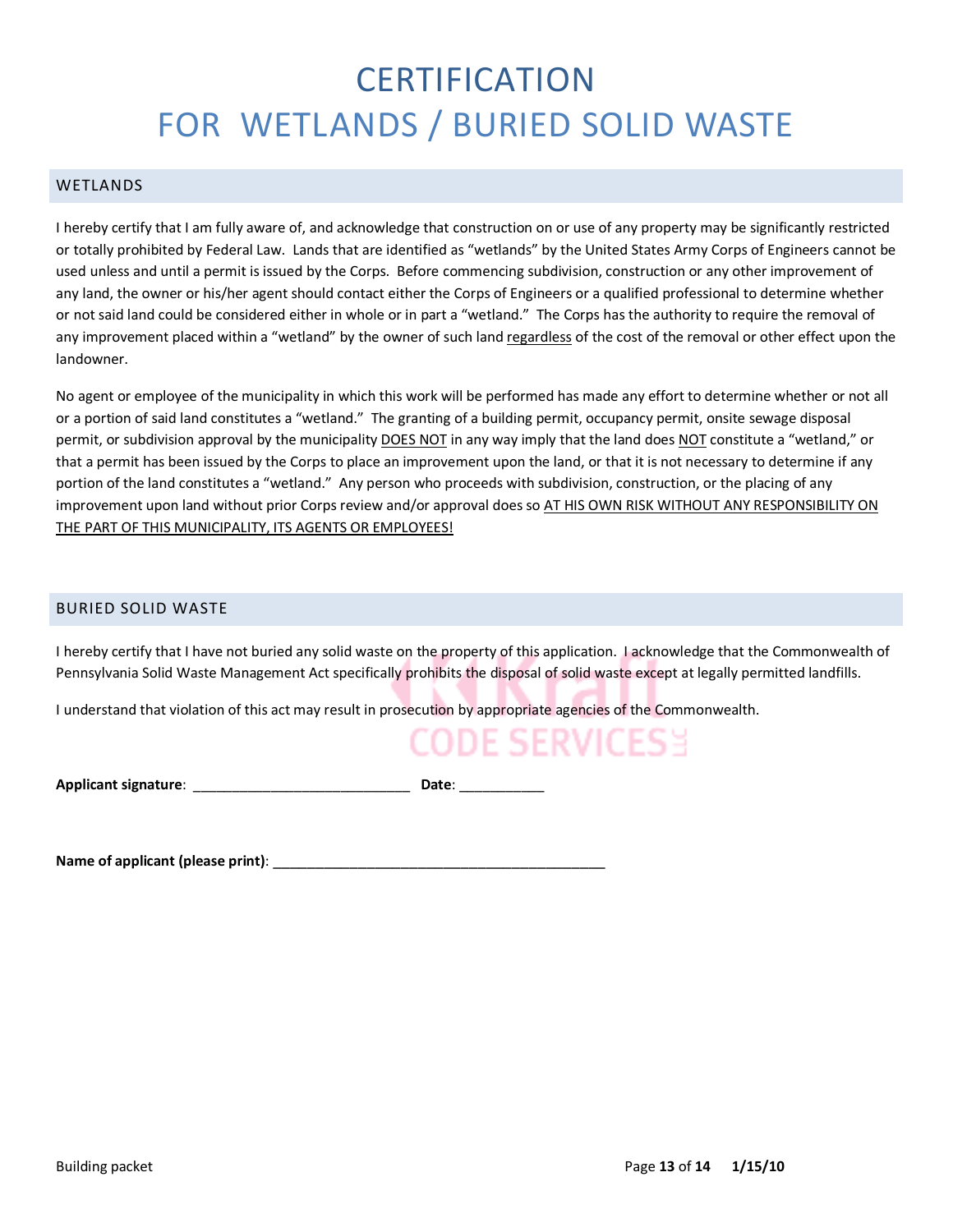# CERTIFICATION
# FOR WETLANDS / BURIED SOLID WASTE

## WETLANDS

I hereby certify that I am fully aware of, and acknowledge that construction on or use of any property may be significantly restricted or totally prohibited by Federal Law. Lands that are identified as "wetlands" by the United States Army Corps of Engineers cannot be used unless and until a permit is issued by the Corps. Before commencing subdivision, construction or any other improvement of any land, the owner or his/her agent should contact either the Corps of Engineers or a qualified professional to determine whether or not said land could be considered either in whole or in part a "wetland." The Corps has the authority to require the removal of any improvement placed within a "wetland" by the owner of such land regardless of the cost of the removal or other effect upon the landowner.

No agent or employee of the municipality in which this work will be performed has made any effort to determine whether or not all or a portion of said land constitutes a "wetland." The granting of a building permit, occupancy permit, onsite sewage disposal permit, or subdivision approval by the municipality DOES NOT in any way imply that the land does NOT constitute a "wetland," or that a permit has been issued by the Corps to place an improvement upon the land, or that it is not necessary to determine if any portion of the land constitutes a "wetland." Any person who proceeds with subdivision, construction, or the placing of any improvement upon land without prior Corps review and/or approval does so AT HIS OWN RISK WITHOUT ANY RESPONSIBILITY ON THE PART OF THIS MUNICIPALITY, ITS AGENTS OR EMPLOYEES!

## BURIED SOLID WASTE

I hereby certify that I have not buried any solid waste on the property of this application. I acknowledge that the Commonwealth of Pennsylvania Solid Waste Management Act specifically prohibits the disposal of solid waste except at legally permitted landfills.

I understand that violation of this act may result in prosecution by appropriate agencies of the Commonwealth.

**Applicant signature**: ____________________________ **Date**: ___________

**Name of applicant (please print)**: ___________________________________________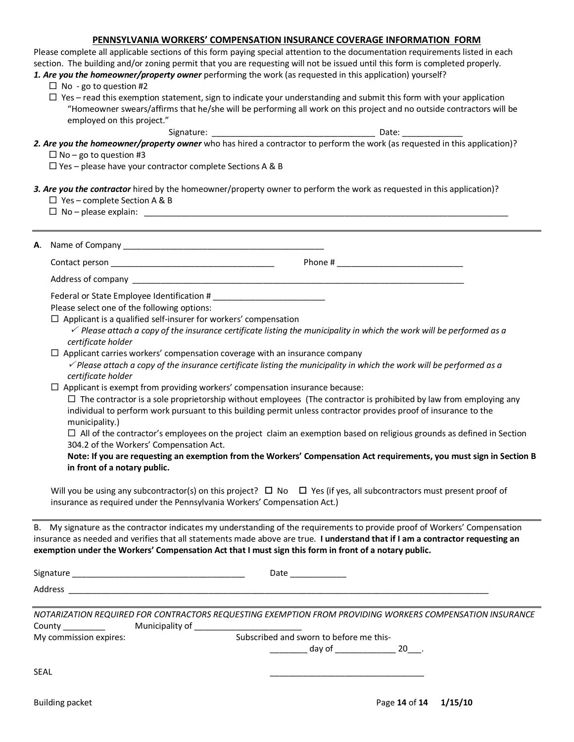## PENNSYLVANIA WORKERS' COMPENSATION INSURANCE COVERAGE INFORMATION FORM

Please complete all applicable sections of this form paying special attention to the documentation requirements listed in each section. The building and/or zoning permit that you are requesting will not be issued until this form is completed properly.

***1. Are you the homeowner/property owner*** performing the work (as requested in this application) yourself?

- ☐ No - go to question #2
- ☐ Yes – read this exemption statement, sign to indicate your understanding and submit this form with your application "Homeowner swears/affirms that he/she will be performing all work on this project and no outside contractors will be employed on this project."

Signature: ___________________________________ Date: _____________

***2. Are you the homeowner/property owner*** who has hired a contractor to perform the work (as requested in this application)?

- ☐ No – go to question #3
- ☐ Yes – please have your contractor complete Sections A & B

***3. Are you the contractor*** hired by the homeowner/property owner to perform the work as requested in this application)?

- ☐ Yes – complete Section A & B
- ☐ No – please explain: ___________________________________________________________________________________

---

**A.** Name of Company _____________________________________________

Contact person ____________________________________ Phone # ____________________________

Address of company ____________________________________________________________________________

Federal or State Employee Identification # ________________________

Please select one of the following options:

- ☐ Applicant is a qualified self-insurer for workers' compensation
  - ✓ *Please attach a copy of the insurance certificate listing the municipality in which the work will be performed as a certificate holder*
- ☐ Applicant carries workers' compensation coverage with an insurance company
  - ✓ *Please attach a copy of the insurance certificate listing the municipality in which the work will be performed as a certificate holder*
- ☐ Applicant is exempt from providing workers' compensation insurance because:
  - ☐ The contractor is a sole proprietorship without employees (The contractor is prohibited by law from employing any individual to perform work pursuant to this building permit unless contractor provides proof of insurance to the municipality.)
  - ☐ All of the contractor's employees on the project claim an exemption based on religious grounds as defined in Section 304.2 of the Workers' Compensation Act.

  **Note: If you are requesting an exemption from the Workers' Compensation Act requirements, you must sign in Section B in front of a notary public.**

Will you be using any subcontractor(s) on this project? ☐ No ☐ Yes (if yes, all subcontractors must present proof of insurance as required under the Pennsylvania Workers' Compensation Act.)

---

B. My signature as the contractor indicates my understanding of the requirements to provide proof of Workers' Compensation insurance as needed and verifies that all statements made above are true. **I understand that if I am a contractor requesting an exemption under the Workers' Compensation Act that I must sign this form in front of a notary public.**

Signature _____________________________________ Date ____________

Address ___________________________________________________________________________________________

---

*NOTARIZATION REQUIRED FOR CONTRACTORS REQUESTING EXEMPTION FROM PROVIDING WORKERS COMPENSATION INSURANCE*

County _________ Municipality of ________________________

My commission expires: Subscribed and sworn to before me this-

________ day of _____________ 20___.

SEAL __________________________________

Building packet 1/15/10